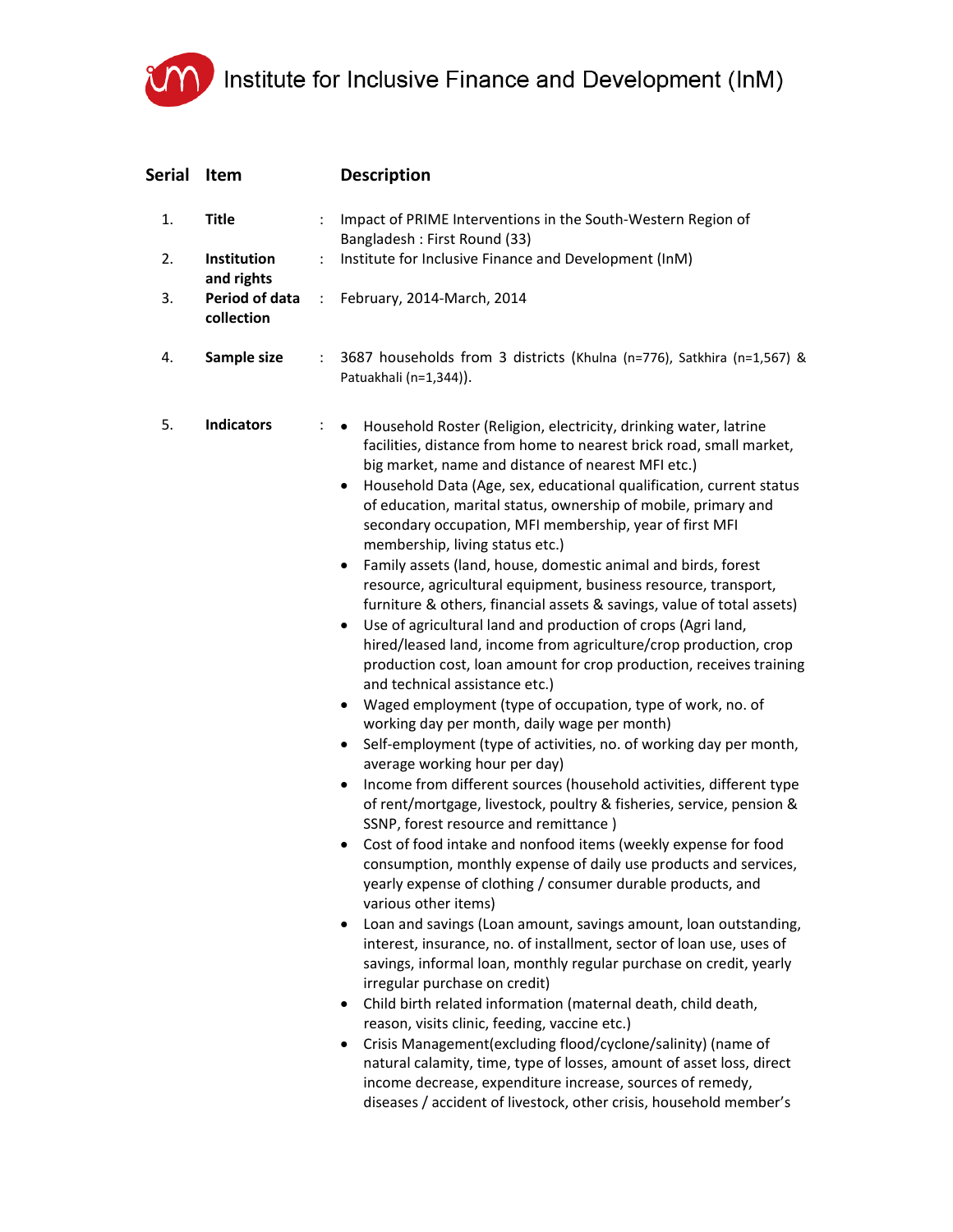# Institute for Inclusive Finance and Development (InM)

| Serial | Item | | Description |
|---|---|---|---|
| 1. | **Title** | : | Impact of PRIME Interventions in the South-Western Region of Bangladesh : First Round (33) |
| 2. | **Institution and rights** | : | Institute for Inclusive Finance and Development (InM) |
| 3. | **Period of data collection** | : | February, 2014-March, 2014 |
| 4. | **Sample size** | : | 3687 households from 3 districts (Khulna (n=776), Satkhira (n=1,567) & Patuakhali (n=1,344)). |
| 5. | **Indicators** | : | • Household Roster (Religion, electricity, drinking water, latrine facilities, distance from home to nearest brick road, small market, big market, name and distance of nearest MFI etc.)<br>• Household Data (Age, sex, educational qualification, current status of education, marital status, ownership of mobile, primary and secondary occupation, MFI membership, year of first MFI membership, living status etc.)<br>• Family assets (land, house, domestic animal and birds, forest resource, agricultural equipment, business resource, transport, furniture & others, financial assets & savings, value of total assets)<br>• Use of agricultural land and production of crops (Agri land, hired/leased land, income from agriculture/crop production, crop production cost, loan amount for crop production, receives training and technical assistance etc.)<br>• Waged employment (type of occupation, type of work, no. of working day per month, daily wage per month)<br>• Self-employment (type of activities, no. of working day per month, average working hour per day)<br>• Income from different sources (household activities, different type of rent/mortgage, livestock, poultry & fisheries, service, pension & SSNP, forest resource and remittance )<br>• Cost of food intake and nonfood items (weekly expense for food consumption, monthly expense of daily use products and services, yearly expense of clothing / consumer durable products, and various other items)<br>• Loan and savings (Loan amount, savings amount, loan outstanding, interest, insurance, no. of installment, sector of loan use, uses of savings, informal loan, monthly regular purchase on credit, yearly irregular purchase on credit)<br>• Child birth related information (maternal death, child death, reason, visits clinic, feeding, vaccine etc.)<br>• Crisis Management(excluding flood/cyclone/salinity) (name of natural calamity, time, type of losses, amount of asset loss, direct income decrease, expenditure increase, sources of remedy, diseases / accident of livestock, other crisis, household member's |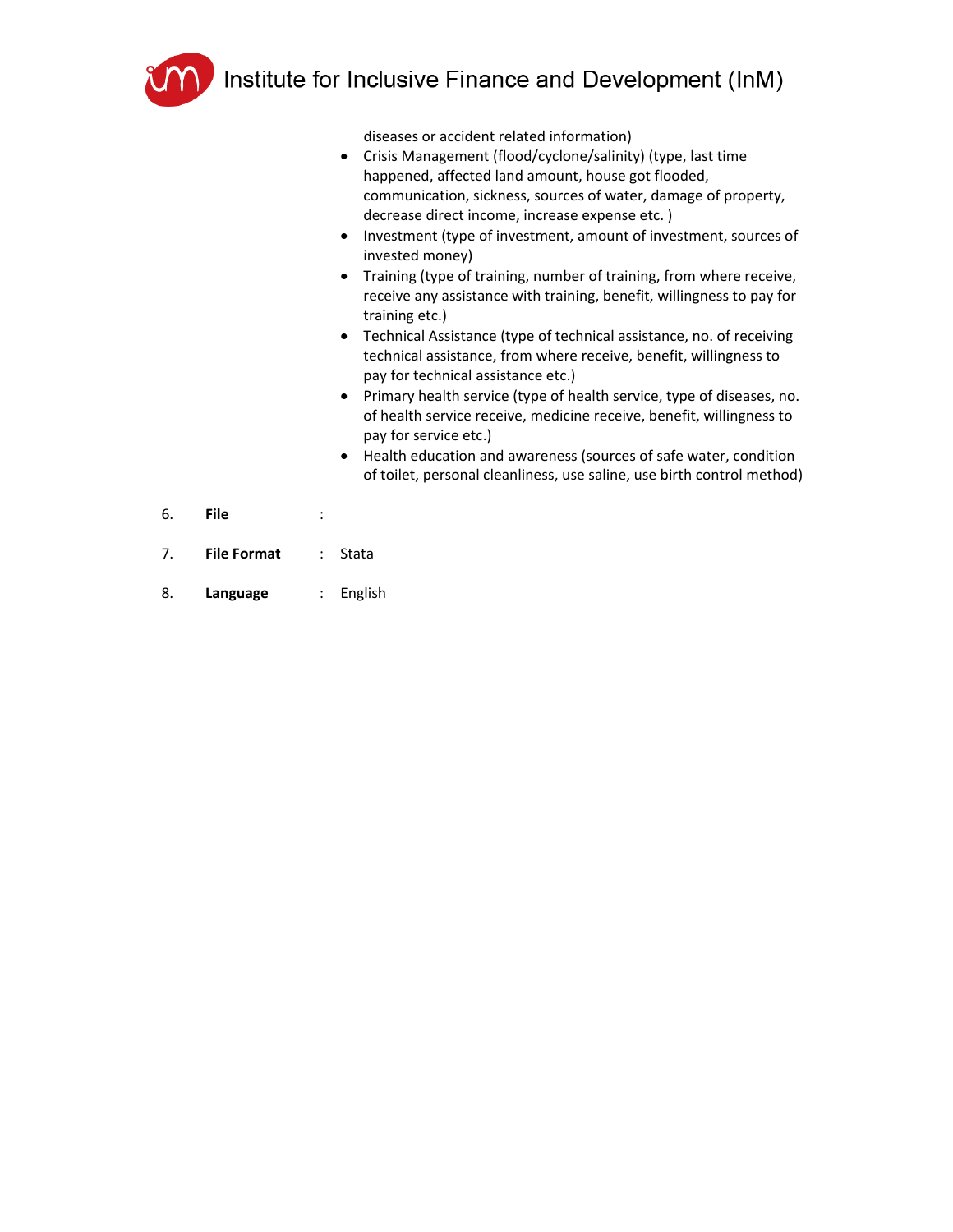diseases or accident related information)

- Crisis Management (flood/cyclone/salinity) (type, last time happened, affected land amount, house got flooded, communication, sickness, sources of water, damage of property, decrease direct income, increase expense etc. )
- Investment (type of investment, amount of investment, sources of invested money)
- Training (type of training, number of training, from where receive, receive any assistance with training, benefit, willingness to pay for training etc.)
- Technical Assistance (type of technical assistance, no. of receiving technical assistance, from where receive, benefit, willingness to pay for technical assistance etc.)
- Primary health service (type of health service, type of diseases, no. of health service receive, medicine receive, benefit, willingness to pay for service etc.)
- Health education and awareness (sources of safe water, condition of toilet, personal cleanliness, use saline, use birth control method)

6. **File** :

7. **File Format** : Stata

8. **Language** : English